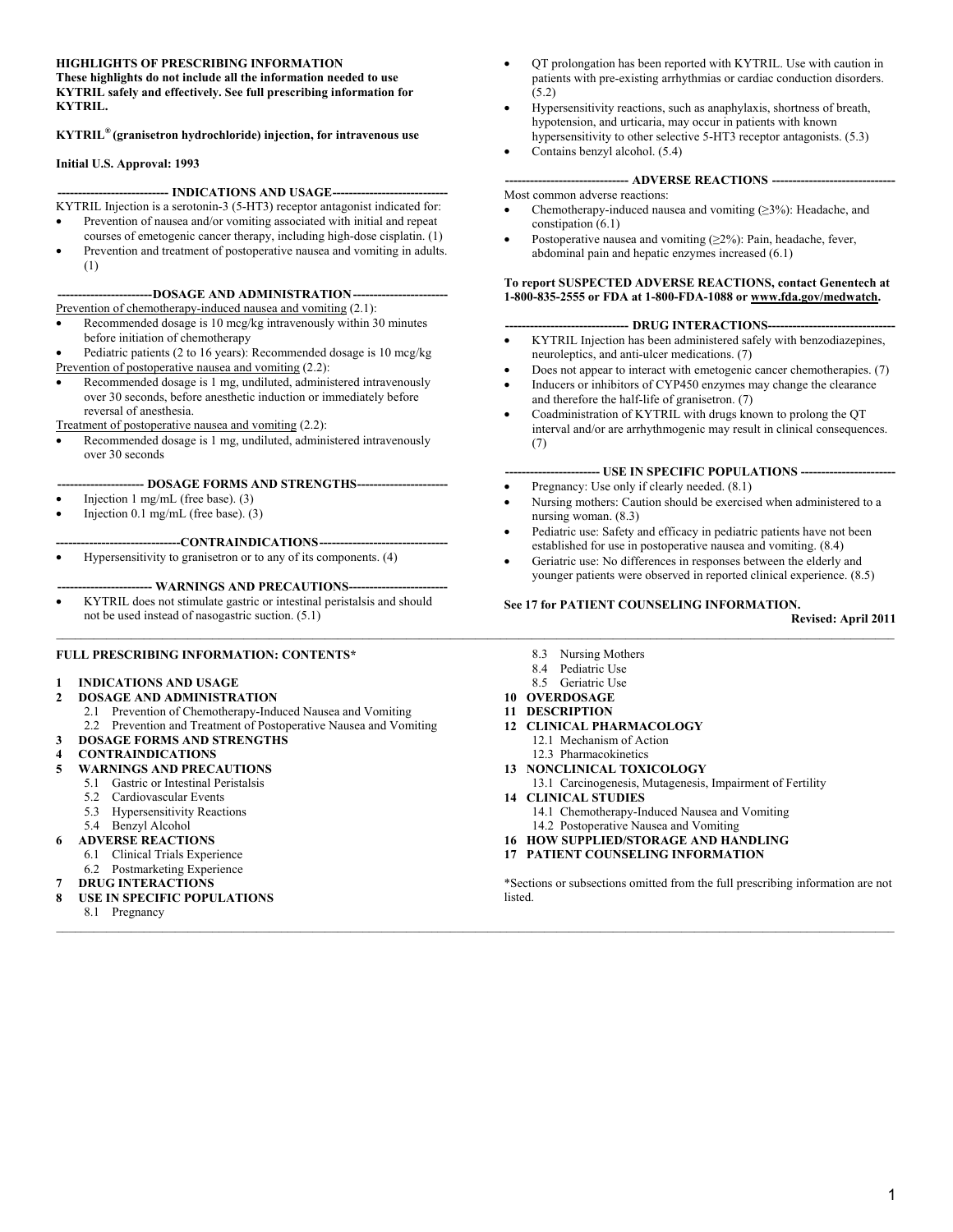**HIGHLIGHTS OF PRESCRIBING INFORMATION**
**These highlights do not include all the information needed to use KYTRIL safely and effectively. See full prescribing information for KYTRIL.**

**KYTRIL® (granisetron hydrochloride) injection, for intravenous use**

**Initial U.S. Approval: 1993**

**-------------------------- INDICATIONS AND USAGE ----------------------------**

KYTRIL Injection is a serotonin-3 (5-HT3) receptor antagonist indicated for:

- Prevention of nausea and/or vomiting associated with initial and repeat courses of emetogenic cancer therapy, including high-dose cisplatin. (1)
- Prevention and treatment of postoperative nausea and vomiting in adults. (1)

**-----------------------DOSAGE AND ADMINISTRATION -----------------------**

Prevention of chemotherapy-induced nausea and vomiting (2.1):

- Recommended dosage is 10 mcg/kg intravenously within 30 minutes before initiation of chemotherapy
- Pediatric patients (2 to 16 years): Recommended dosage is 10 mcg/kg

Prevention of postoperative nausea and vomiting (2.2):

- Recommended dosage is 1 mg, undiluted, administered intravenously over 30 seconds, before anesthetic induction or immediately before reversal of anesthesia.

Treatment of postoperative nausea and vomiting (2.2):

- Recommended dosage is 1 mg, undiluted, administered intravenously over 30 seconds

**--------------------- DOSAGE FORMS AND STRENGTHS----------------------**

- Injection 1 mg/mL (free base). (3)
- Injection 0.1 mg/mL (free base). (3)

**------------------------------CONTRAINDICATIONS--------------------------------**

- Hypersensitivity to granisetron or to any of its components. (4)

**----------------------- WARNINGS AND PRECAUTIONS------------------------**

- KYTRIL does not stimulate gastric or intestinal peristalsis and should not be used instead of nasogastric suction. (5.1)
- QT prolongation has been reported with KYTRIL. Use with caution in patients with pre-existing arrhythmias or cardiac conduction disorders. (5.2)
- Hypersensitivity reactions, such as anaphylaxis, shortness of breath, hypotension, and urticaria, may occur in patients with known hypersensitivity to other selective 5-HT3 receptor antagonists. (5.3)
- Contains benzyl alcohol. (5.4)

**----------------------------- ADVERSE REACTIONS ------------------------------**

Most common adverse reactions:

- Chemotherapy-induced nausea and vomiting (≥3%): Headache, and constipation (6.1)
- Postoperative nausea and vomiting (≥2%): Pain, headache, fever, abdominal pain and hepatic enzymes increased (6.1)

**To report SUSPECTED ADVERSE REACTIONS, contact Genentech at 1-800-835-2555 or FDA at 1-800-FDA-1088 or www.fda.gov/medwatch.**

**------------------------------ DRUG INTERACTIONS-------------------------------**

- KYTRIL Injection has been administered safely with benzodiazepines, neuroleptics, and anti-ulcer medications. (7)
- Does not appear to interact with emetogenic cancer chemotherapies. (7)
- Inducers or inhibitors of CYP450 enzymes may change the clearance and therefore the half-life of granisetron. (7)
- Coadministration of KYTRIL with drugs known to prolong the QT interval and/or are arrhythmogenic may result in clinical consequences. (7)

**----------------------- USE IN SPECIFIC POPULATIONS -----------------------**

- Pregnancy: Use only if clearly needed. (8.1)
- Nursing mothers: Caution should be exercised when administered to a nursing woman. (8.3)
- Pediatric use: Safety and efficacy in pediatric patients have not been established for use in postoperative nausea and vomiting. (8.4)
- Geriatric use: No differences in responses between the elderly and younger patients were observed in reported clinical experience. (8.5)

**See 17 for PATIENT COUNSELING INFORMATION.**

**Revised: April 2011**

---

**FULL PRESCRIBING INFORMATION: CONTENTS\***

**1 INDICATIONS AND USAGE**
**2 DOSAGE AND ADMINISTRATION**
- 2.1 Prevention of Chemotherapy-Induced Nausea and Vomiting
- 2.2 Prevention and Treatment of Postoperative Nausea and Vomiting

**3 DOSAGE FORMS AND STRENGTHS**
**4 CONTRAINDICATIONS**
**5 WARNINGS AND PRECAUTIONS**
- 5.1 Gastric or Intestinal Peristalsis
- 5.2 Cardiovascular Events
- 5.3 Hypersensitivity Reactions
- 5.4 Benzyl Alcohol

**6 ADVERSE REACTIONS**
- 6.1 Clinical Trials Experience
- 6.2 Postmarketing Experience

**7 DRUG INTERACTIONS**
**8 USE IN SPECIFIC POPULATIONS**
- 8.1 Pregnancy
- 8.3 Nursing Mothers
- 8.4 Pediatric Use
- 8.5 Geriatric Use

**10 OVERDOSAGE**
**11 DESCRIPTION**
**12 CLINICAL PHARMACOLOGY**
- 12.1 Mechanism of Action
- 12.3 Pharmacokinetics

**13 NONCLINICAL TOXICOLOGY**
- 13.1 Carcinogenesis, Mutagenesis, Impairment of Fertility

**14 CLINICAL STUDIES**
- 14.1 Chemotherapy-Induced Nausea and Vomiting
- 14.2 Postoperative Nausea and Vomiting

**16 HOW SUPPLIED/STORAGE AND HANDLING**
**17 PATIENT COUNSELING INFORMATION**

*Sections or subsections omitted from the full prescribing information are not listed.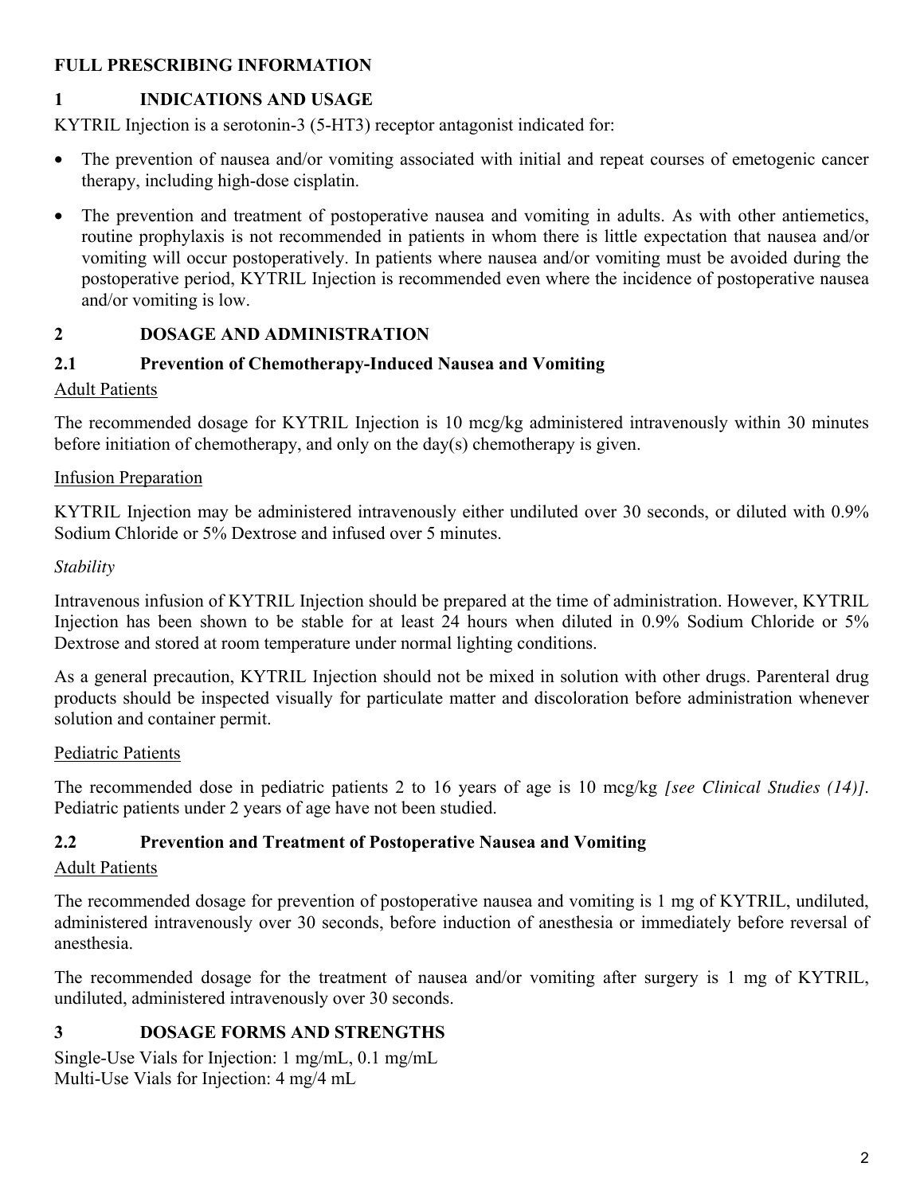# FULL PRESCRIBING INFORMATION

## 1 INDICATIONS AND USAGE

KYTRIL Injection is a serotonin-3 (5-HT3) receptor antagonist indicated for:

- The prevention of nausea and/or vomiting associated with initial and repeat courses of emetogenic cancer therapy, including high-dose cisplatin.
- The prevention and treatment of postoperative nausea and vomiting in adults. As with other antiemetics, routine prophylaxis is not recommended in patients in whom there is little expectation that nausea and/or vomiting will occur postoperatively. In patients where nausea and/or vomiting must be avoided during the postoperative period, KYTRIL Injection is recommended even where the incidence of postoperative nausea and/or vomiting is low.

## 2 DOSAGE AND ADMINISTRATION

### 2.1 Prevention of Chemotherapy-Induced Nausea and Vomiting

Adult Patients

The recommended dosage for KYTRIL Injection is 10 mcg/kg administered intravenously within 30 minutes before initiation of chemotherapy, and only on the day(s) chemotherapy is given.

Infusion Preparation

KYTRIL Injection may be administered intravenously either undiluted over 30 seconds, or diluted with 0.9% Sodium Chloride or 5% Dextrose and infused over 5 minutes.

*Stability*

Intravenous infusion of KYTRIL Injection should be prepared at the time of administration. However, KYTRIL Injection has been shown to be stable for at least 24 hours when diluted in 0.9% Sodium Chloride or 5% Dextrose and stored at room temperature under normal lighting conditions.

As a general precaution, KYTRIL Injection should not be mixed in solution with other drugs. Parenteral drug products should be inspected visually for particulate matter and discoloration before administration whenever solution and container permit.

Pediatric Patients

The recommended dose in pediatric patients 2 to 16 years of age is 10 mcg/kg *[see Clinical Studies (14)]*. Pediatric patients under 2 years of age have not been studied.

### 2.2 Prevention and Treatment of Postoperative Nausea and Vomiting

Adult Patients

The recommended dosage for prevention of postoperative nausea and vomiting is 1 mg of KYTRIL, undiluted, administered intravenously over 30 seconds, before induction of anesthesia or immediately before reversal of anesthesia.

The recommended dosage for the treatment of nausea and/or vomiting after surgery is 1 mg of KYTRIL, undiluted, administered intravenously over 30 seconds.

## 3 DOSAGE FORMS AND STRENGTHS

Single-Use Vials for Injection: 1 mg/mL, 0.1 mg/mL
Multi-Use Vials for Injection: 4 mg/4 mL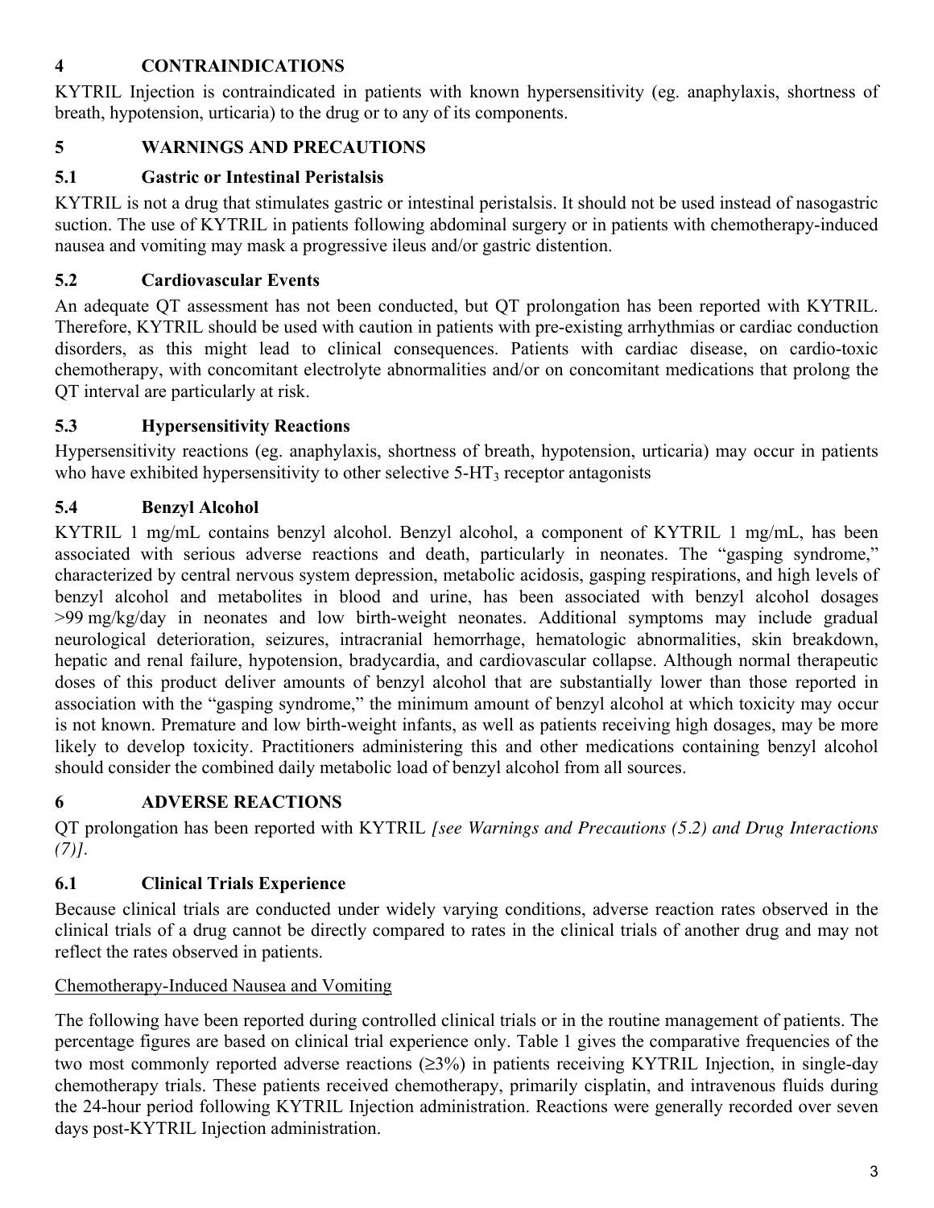## 4 CONTRAINDICATIONS

KYTRIL Injection is contraindicated in patients with known hypersensitivity (eg. anaphylaxis, shortness of breath, hypotension, urticaria) to the drug or to any of its components.

## 5 WARNINGS AND PRECAUTIONS

### 5.1 Gastric or Intestinal Peristalsis

KYTRIL is not a drug that stimulates gastric or intestinal peristalsis. It should not be used instead of nasogastric suction. The use of KYTRIL in patients following abdominal surgery or in patients with chemotherapy-induced nausea and vomiting may mask a progressive ileus and/or gastric distention.

### 5.2 Cardiovascular Events

An adequate QT assessment has not been conducted, but QT prolongation has been reported with KYTRIL. Therefore, KYTRIL should be used with caution in patients with pre-existing arrhythmias or cardiac conduction disorders, as this might lead to clinical consequences. Patients with cardiac disease, on cardio-toxic chemotherapy, with concomitant electrolyte abnormalities and/or on concomitant medications that prolong the QT interval are particularly at risk.

### 5.3 Hypersensitivity Reactions

Hypersensitivity reactions (eg. anaphylaxis, shortness of breath, hypotension, urticaria) may occur in patients who have exhibited hypersensitivity to other selective 5-$HT_3$ receptor antagonists

### 5.4 Benzyl Alcohol

KYTRIL 1 mg/mL contains benzyl alcohol. Benzyl alcohol, a component of KYTRIL 1 mg/mL, has been associated with serious adverse reactions and death, particularly in neonates. The "gasping syndrome," characterized by central nervous system depression, metabolic acidosis, gasping respirations, and high levels of benzyl alcohol and metabolites in blood and urine, has been associated with benzyl alcohol dosages >99 mg/kg/day in neonates and low birth-weight neonates. Additional symptoms may include gradual neurological deterioration, seizures, intracranial hemorrhage, hematologic abnormalities, skin breakdown, hepatic and renal failure, hypotension, bradycardia, and cardiovascular collapse. Although normal therapeutic doses of this product deliver amounts of benzyl alcohol that are substantially lower than those reported in association with the "gasping syndrome," the minimum amount of benzyl alcohol at which toxicity may occur is not known. Premature and low birth-weight infants, as well as patients receiving high dosages, may be more likely to develop toxicity. Practitioners administering this and other medications containing benzyl alcohol should consider the combined daily metabolic load of benzyl alcohol from all sources.

## 6 ADVERSE REACTIONS

QT prolongation has been reported with KYTRIL *[see Warnings and Precautions (5.2) and Drug Interactions (7)]*.

### 6.1 Clinical Trials Experience

Because clinical trials are conducted under widely varying conditions, adverse reaction rates observed in the clinical trials of a drug cannot be directly compared to rates in the clinical trials of another drug and may not reflect the rates observed in patients.

<u>Chemotherapy-Induced Nausea and Vomiting</u>

The following have been reported during controlled clinical trials or in the routine management of patients. The percentage figures are based on clinical trial experience only. Table 1 gives the comparative frequencies of the two most commonly reported adverse reactions (≥3%) in patients receiving KYTRIL Injection, in single-day chemotherapy trials. These patients received chemotherapy, primarily cisplatin, and intravenous fluids during the 24-hour period following KYTRIL Injection administration. Reactions were generally recorded over seven days post-KYTRIL Injection administration.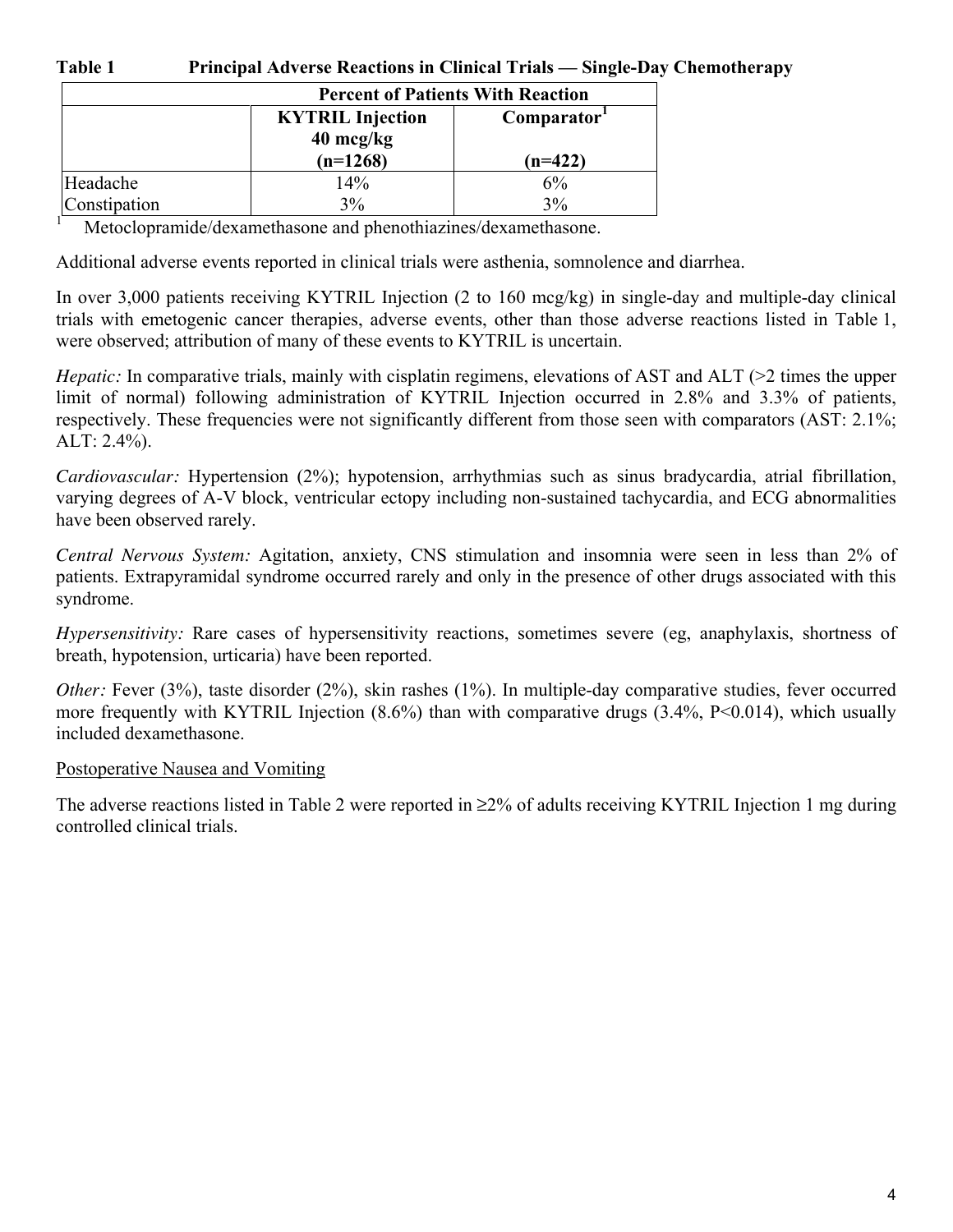**Table 1 Principal Adverse Reactions in Clinical Trials — Single-Day Chemotherapy**

| | Percent of Patients With Reaction | |
|---|---|---|
| | KYTRIL Injection 40 mcg/kg (n=1268) | Comparator[1] (n=422) |
| Headache | 14% | 6% |
| Constipation | 3% | 3% |

[1] Metoclopramide/dexamethasone and phenothiazines/dexamethasone.

Additional adverse events reported in clinical trials were asthenia, somnolence and diarrhea.

In over 3,000 patients receiving KYTRIL Injection (2 to 160 mcg/kg) in single-day and multiple-day clinical trials with emetogenic cancer therapies, adverse events, other than those adverse reactions listed in Table 1, were observed; attribution of many of these events to KYTRIL is uncertain.

*Hepatic:* In comparative trials, mainly with cisplatin regimens, elevations of AST and ALT (>2 times the upper limit of normal) following administration of KYTRIL Injection occurred in 2.8% and 3.3% of patients, respectively. These frequencies were not significantly different from those seen with comparators (AST: 2.1%; ALT: 2.4%).

*Cardiovascular:* Hypertension (2%); hypotension, arrhythmias such as sinus bradycardia, atrial fibrillation, varying degrees of A-V block, ventricular ectopy including non-sustained tachycardia, and ECG abnormalities have been observed rarely.

*Central Nervous System:* Agitation, anxiety, CNS stimulation and insomnia were seen in less than 2% of patients. Extrapyramidal syndrome occurred rarely and only in the presence of other drugs associated with this syndrome.

*Hypersensitivity:* Rare cases of hypersensitivity reactions, sometimes severe (eg, anaphylaxis, shortness of breath, hypotension, urticaria) have been reported.

*Other:* Fever (3%), taste disorder (2%), skin rashes (1%). In multiple-day comparative studies, fever occurred more frequently with KYTRIL Injection (8.6%) than with comparative drugs (3.4%, P<0.014), which usually included dexamethasone.

Postoperative Nausea and Vomiting

The adverse reactions listed in Table 2 were reported in ≥2% of adults receiving KYTRIL Injection 1 mg during controlled clinical trials.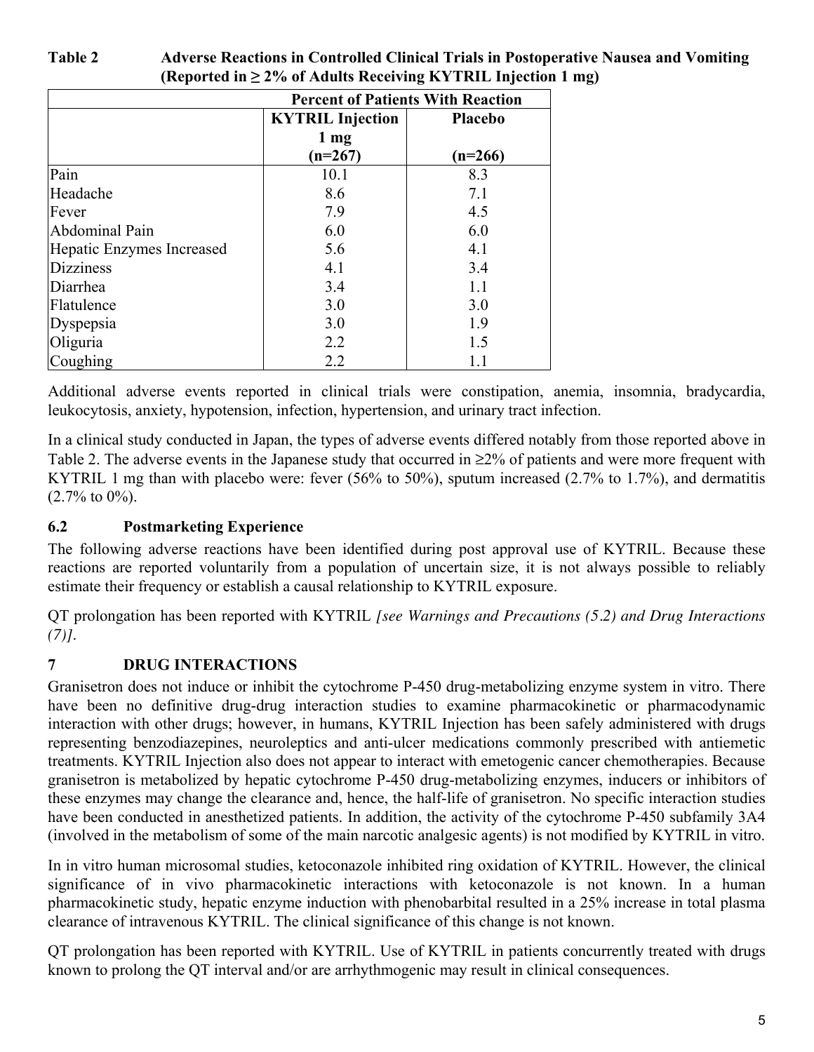**Table 2 Adverse Reactions in Controlled Clinical Trials in Postoperative Nausea and Vomiting (Reported in ≥ 2% of Adults Receiving KYTRIL Injection 1 mg)**

| | Percent of Patients With Reaction | |
|---|---|---|
| | KYTRIL Injection 1 mg (n=267) | Placebo (n=266) |
| Pain | 10.1 | 8.3 |
| Headache | 8.6 | 7.1 |
| Fever | 7.9 | 4.5 |
| Abdominal Pain | 6.0 | 6.0 |
| Hepatic Enzymes Increased | 5.6 | 4.1 |
| Dizziness | 4.1 | 3.4 |
| Diarrhea | 3.4 | 1.1 |
| Flatulence | 3.0 | 3.0 |
| Dyspepsia | 3.0 | 1.9 |
| Oliguria | 2.2 | 1.5 |
| Coughing | 2.2 | 1.1 |

Additional adverse events reported in clinical trials were constipation, anemia, insomnia, bradycardia, leukocytosis, anxiety, hypotension, infection, hypertension, and urinary tract infection.

In a clinical study conducted in Japan, the types of adverse events differed notably from those reported above in Table 2. The adverse events in the Japanese study that occurred in ≥2% of patients and were more frequent with KYTRIL 1 mg than with placebo were: fever (56% to 50%), sputum increased (2.7% to 1.7%), and dermatitis (2.7% to 0%).

### 6.2 Postmarketing Experience

The following adverse reactions have been identified during post approval use of KYTRIL. Because these reactions are reported voluntarily from a population of uncertain size, it is not always possible to reliably estimate their frequency or establish a causal relationship to KYTRIL exposure.

QT prolongation has been reported with KYTRIL *[see Warnings and Precautions (5.2) and Drug Interactions (7)]*.

## 7 DRUG INTERACTIONS

Granisetron does not induce or inhibit the cytochrome P-450 drug-metabolizing enzyme system in vitro. There have been no definitive drug-drug interaction studies to examine pharmacokinetic or pharmacodynamic interaction with other drugs; however, in humans, KYTRIL Injection has been safely administered with drugs representing benzodiazepines, neuroleptics and anti-ulcer medications commonly prescribed with antiemetic treatments. KYTRIL Injection also does not appear to interact with emetogenic cancer chemotherapies. Because granisetron is metabolized by hepatic cytochrome P-450 drug-metabolizing enzymes, inducers or inhibitors of these enzymes may change the clearance and, hence, the half-life of granisetron. No specific interaction studies have been conducted in anesthetized patients. In addition, the activity of the cytochrome P-450 subfamily 3A4 (involved in the metabolism of some of the main narcotic analgesic agents) is not modified by KYTRIL in vitro.

In in vitro human microsomal studies, ketoconazole inhibited ring oxidation of KYTRIL. However, the clinical significance of in vivo pharmacokinetic interactions with ketoconazole is not known. In a human pharmacokinetic study, hepatic enzyme induction with phenobarbital resulted in a 25% increase in total plasma clearance of intravenous KYTRIL. The clinical significance of this change is not known.

QT prolongation has been reported with KYTRIL. Use of KYTRIL in patients concurrently treated with drugs known to prolong the QT interval and/or are arrhythmogenic may result in clinical consequences.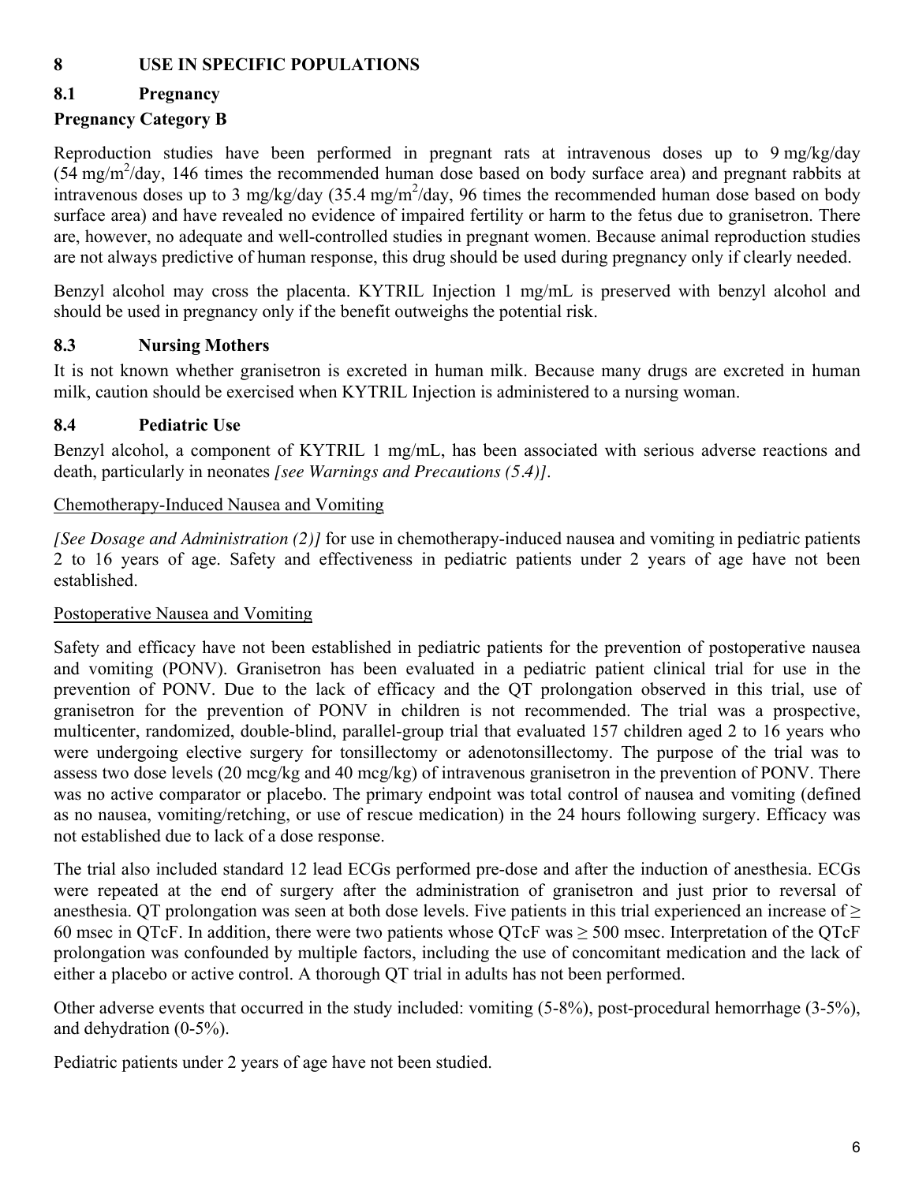## 8 USE IN SPECIFIC POPULATIONS

### 8.1 Pregnancy

**Pregnancy Category B**

Reproduction studies have been performed in pregnant rats at intravenous doses up to 9 mg/kg/day (54 $mg/m^2$/day, 146 times the recommended human dose based on body surface area) and pregnant rabbits at intravenous doses up to 3 mg/kg/day (35.4 $mg/m^2$/day, 96 times the recommended human dose based on body surface area) and have revealed no evidence of impaired fertility or harm to the fetus due to granisetron. There are, however, no adequate and well-controlled studies in pregnant women. Because animal reproduction studies are not always predictive of human response, this drug should be used during pregnancy only if clearly needed.

Benzyl alcohol may cross the placenta. KYTRIL Injection 1 mg/mL is preserved with benzyl alcohol and should be used in pregnancy only if the benefit outweighs the potential risk.

### 8.3 Nursing Mothers

It is not known whether granisetron is excreted in human milk. Because many drugs are excreted in human milk, caution should be exercised when KYTRIL Injection is administered to a nursing woman.

### 8.4 Pediatric Use

Benzyl alcohol, a component of KYTRIL 1 mg/mL, has been associated with serious adverse reactions and death, particularly in neonates *[see Warnings and Precautions (5.4)]*.

Chemotherapy-Induced Nausea and Vomiting

*[See Dosage and Administration (2)]* for use in chemotherapy-induced nausea and vomiting in pediatric patients 2 to 16 years of age. Safety and effectiveness in pediatric patients under 2 years of age have not been established.

Postoperative Nausea and Vomiting

Safety and efficacy have not been established in pediatric patients for the prevention of postoperative nausea and vomiting (PONV). Granisetron has been evaluated in a pediatric patient clinical trial for use in the prevention of PONV. Due to the lack of efficacy and the QT prolongation observed in this trial, use of granisetron for the prevention of PONV in children is not recommended. The trial was a prospective, multicenter, randomized, double-blind, parallel-group trial that evaluated 157 children aged 2 to 16 years who were undergoing elective surgery for tonsillectomy or adenotonsillectomy. The purpose of the trial was to assess two dose levels (20 mcg/kg and 40 mcg/kg) of intravenous granisetron in the prevention of PONV. There was no active comparator or placebo. The primary endpoint was total control of nausea and vomiting (defined as no nausea, vomiting/retching, or use of rescue medication) in the 24 hours following surgery. Efficacy was not established due to lack of a dose response.

The trial also included standard 12 lead ECGs performed pre-dose and after the induction of anesthesia. ECGs were repeated at the end of surgery after the administration of granisetron and just prior to reversal of anesthesia. QT prolongation was seen at both dose levels. Five patients in this trial experienced an increase of ≥ 60 msec in QTcF. In addition, there were two patients whose QTcF was ≥ 500 msec. Interpretation of the QTcF prolongation was confounded by multiple factors, including the use of concomitant medication and the lack of either a placebo or active control. A thorough QT trial in adults has not been performed.

Other adverse events that occurred in the study included: vomiting (5-8%), post-procedural hemorrhage (3-5%), and dehydration (0-5%).

Pediatric patients under 2 years of age have not been studied.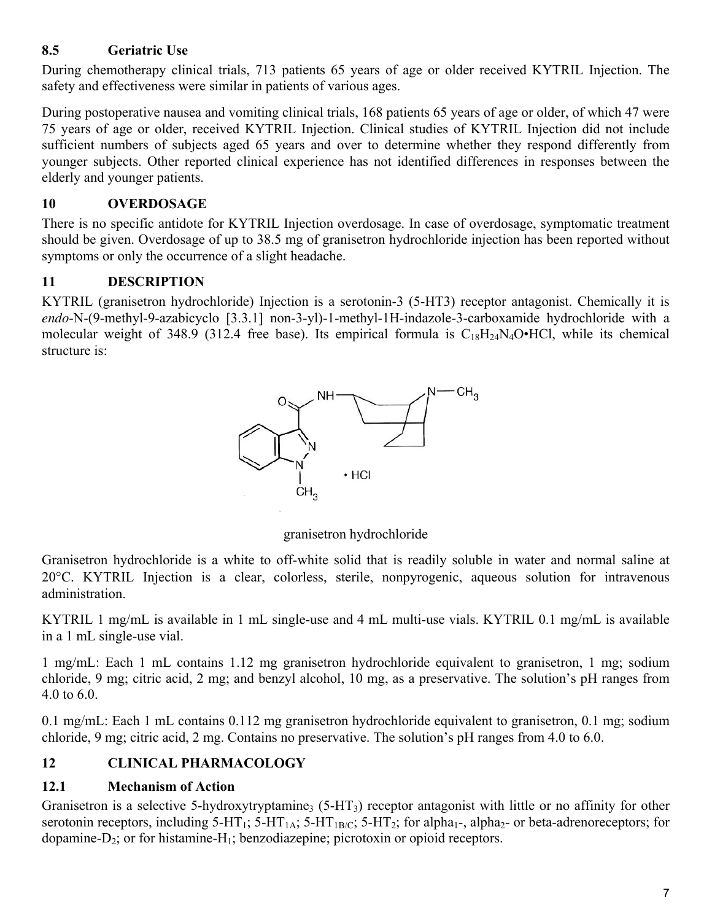### 8.5 Geriatric Use

During chemotherapy clinical trials, 713 patients 65 years of age or older received KYTRIL Injection. The safety and effectiveness were similar in patients of various ages.

During postoperative nausea and vomiting clinical trials, 168 patients 65 years of age or older, of which 47 were 75 years of age or older, received KYTRIL Injection. Clinical studies of KYTRIL Injection did not include sufficient numbers of subjects aged 65 years and over to determine whether they respond differently from younger subjects. Other reported clinical experience has not identified differences in responses between the elderly and younger patients.

## 10 OVERDOSAGE

There is no specific antidote for KYTRIL Injection overdosage. In case of overdosage, symptomatic treatment should be given. Overdosage of up to 38.5 mg of granisetron hydrochloride injection has been reported without symptoms or only the occurrence of a slight headache.

## 11 DESCRIPTION

KYTRIL (granisetron hydrochloride) Injection is a serotonin-3 (5-HT3) receptor antagonist. Chemically it is *endo*-N-(9-methyl-9-azabicyclo [3.3.1] non-3-yl)-1-methyl-1H-indazole-3-carboxamide hydrochloride with a molecular weight of 348.9 (312.4 free base). Its empirical formula is $C_{18}H_{24}N_4O \cdot HCl$, while its chemical structure is:

granisetron hydrochloride

Granisetron hydrochloride is a white to off-white solid that is readily soluble in water and normal saline at 20°C. KYTRIL Injection is a clear, colorless, sterile, nonpyrogenic, aqueous solution for intravenous administration.

KYTRIL 1 mg/mL is available in 1 mL single-use and 4 mL multi-use vials. KYTRIL 0.1 mg/mL is available in a 1 mL single-use vial.

1 mg/mL: Each 1 mL contains 1.12 mg granisetron hydrochloride equivalent to granisetron, 1 mg; sodium chloride, 9 mg; citric acid, 2 mg; and benzyl alcohol, 10 mg, as a preservative. The solution's pH ranges from 4.0 to 6.0.

0.1 mg/mL: Each 1 mL contains 0.112 mg granisetron hydrochloride equivalent to granisetron, 0.1 mg; sodium chloride, 9 mg; citric acid, 2 mg. Contains no preservative. The solution's pH ranges from 4.0 to 6.0.

## 12 CLINICAL PHARMACOLOGY

### 12.1 Mechanism of Action

Granisetron is a selective 5-hydroxytryptamine$_3$ (5-HT$_3$) receptor antagonist with little or no affinity for other serotonin receptors, including 5-HT$_1$; 5-HT$_{1A}$; 5-HT$_{1B/C}$; 5-HT$_2$; for alpha$_1$-, alpha$_2$- or beta-adrenoreceptors; for dopamine-D$_2$; or for histamine-H$_1$; benzodiazepine; picrotoxin or opioid receptors.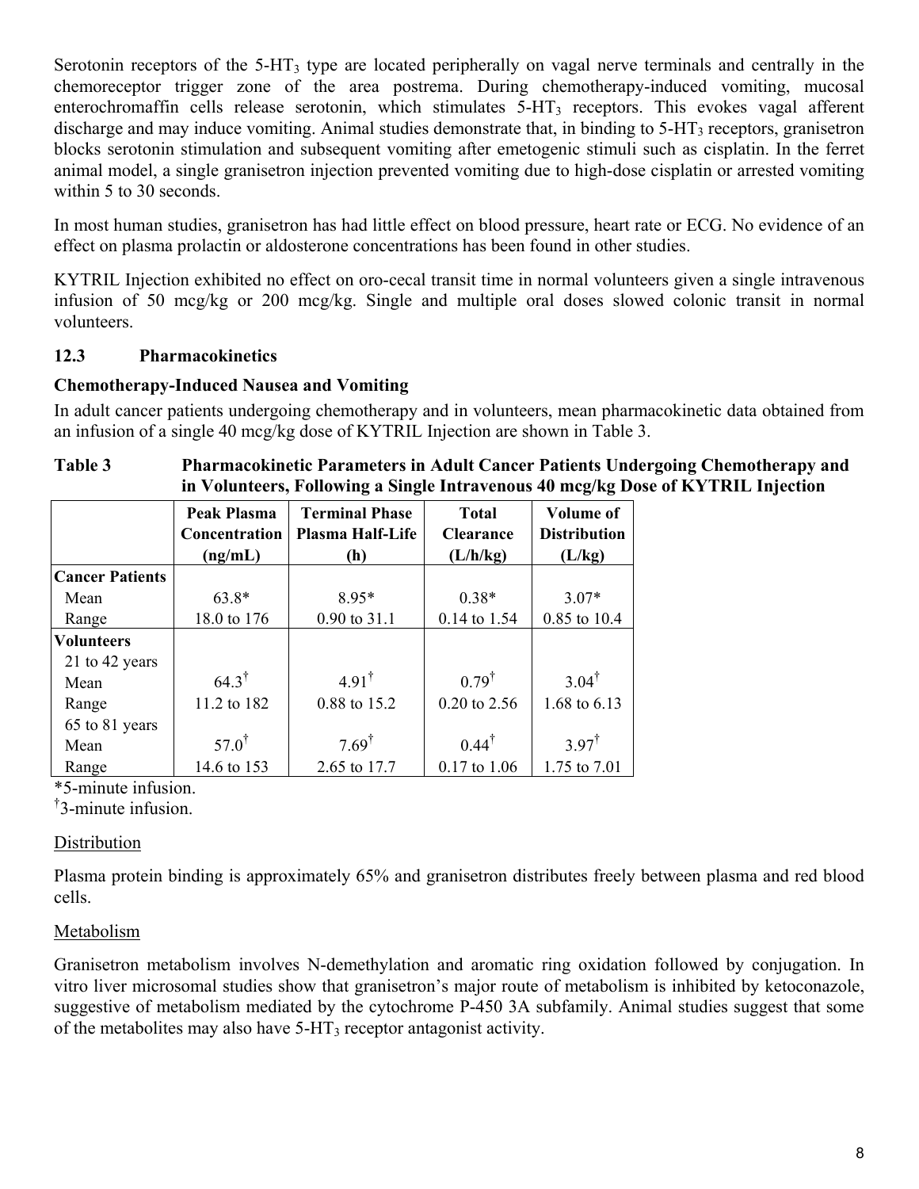Serotonin receptors of the $5\text{-}HT_3$ type are located peripherally on vagal nerve terminals and centrally in the chemoreceptor trigger zone of the area postrema. During chemotherapy-induced vomiting, mucosal enterochromaffin cells release serotonin, which stimulates $5\text{-}HT_3$ receptors. This evokes vagal afferent discharge and may induce vomiting. Animal studies demonstrate that, in binding to $5\text{-}HT_3$ receptors, granisetron blocks serotonin stimulation and subsequent vomiting after emetogenic stimuli such as cisplatin. In the ferret animal model, a single granisetron injection prevented vomiting due to high-dose cisplatin or arrested vomiting within 5 to 30 seconds.

In most human studies, granisetron has had little effect on blood pressure, heart rate or ECG. No evidence of an effect on plasma prolactin or aldosterone concentrations has been found in other studies.

KYTRIL Injection exhibited no effect on oro-cecal transit time in normal volunteers given a single intravenous infusion of 50 mcg/kg or 200 mcg/kg. Single and multiple oral doses slowed colonic transit in normal volunteers.

### 12.3 Pharmacokinetics

**Chemotherapy-Induced Nausea and Vomiting**

In adult cancer patients undergoing chemotherapy and in volunteers, mean pharmacokinetic data obtained from an infusion of a single 40 mcg/kg dose of KYTRIL Injection are shown in Table 3.

**Table 3 Pharmacokinetic Parameters in Adult Cancer Patients Undergoing Chemotherapy and in Volunteers, Following a Single Intravenous 40 mcg/kg Dose of KYTRIL Injection**

| | Peak Plasma Concentration (ng/mL) | Terminal Phase Plasma Half-Life (h) | Total Clearance (L/h/kg) | Volume of Distribution (L/kg) |
|---|---|---|---|---|
| **Cancer Patients** | | | | |
| Mean | 63.8* | 8.95* | 0.38* | 3.07* |
| Range | 18.0 to 176 | 0.90 to 31.1 | 0.14 to 1.54 | 0.85 to 10.4 |
| **Volunteers** | | | | |
| 21 to 42 years | | | | |
| Mean | 64.3† | 4.91† | 0.79† | 3.04† |
| Range | 11.2 to 182 | 0.88 to 15.2 | 0.20 to 2.56 | 1.68 to 6.13 |
| 65 to 81 years | | | | |
| Mean | 57.0† | 7.69† | 0.44† | 3.97† |
| Range | 14.6 to 153 | 2.65 to 17.7 | 0.17 to 1.06 | 1.75 to 7.01 |

*5-minute infusion.
†3-minute infusion.

Distribution

Plasma protein binding is approximately 65% and granisetron distributes freely between plasma and red blood cells.

Metabolism

Granisetron metabolism involves N-demethylation and aromatic ring oxidation followed by conjugation. In vitro liver microsomal studies show that granisetron's major route of metabolism is inhibited by ketoconazole, suggestive of metabolism mediated by the cytochrome P-450 3A subfamily. Animal studies suggest that some of the metabolites may also have $5\text{-}HT_3$ receptor antagonist activity.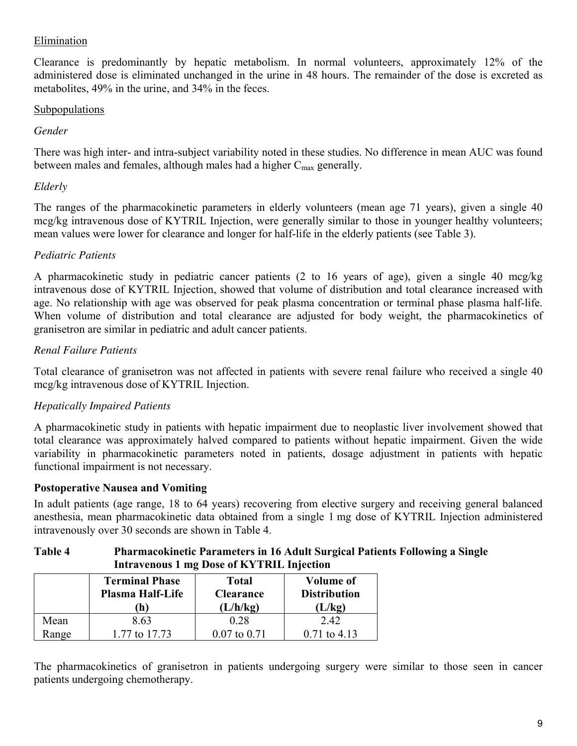Elimination

Clearance is predominantly by hepatic metabolism. In normal volunteers, approximately 12% of the administered dose is eliminated unchanged in the urine in 48 hours. The remainder of the dose is excreted as metabolites, 49% in the urine, and 34% in the feces.

Subpopulations

*Gender*

There was high inter- and intra-subject variability noted in these studies. No difference in mean AUC was found between males and females, although males had a higher $C_{max}$ generally.

*Elderly*

The ranges of the pharmacokinetic parameters in elderly volunteers (mean age 71 years), given a single 40 mcg/kg intravenous dose of KYTRIL Injection, were generally similar to those in younger healthy volunteers; mean values were lower for clearance and longer for half-life in the elderly patients (see Table 3).

*Pediatric Patients*

A pharmacokinetic study in pediatric cancer patients (2 to 16 years of age), given a single 40 mcg/kg intravenous dose of KYTRIL Injection, showed that volume of distribution and total clearance increased with age. No relationship with age was observed for peak plasma concentration or terminal phase plasma half-life. When volume of distribution and total clearance are adjusted for body weight, the pharmacokinetics of granisetron are similar in pediatric and adult cancer patients.

*Renal Failure Patients*

Total clearance of granisetron was not affected in patients with severe renal failure who received a single 40 mcg/kg intravenous dose of KYTRIL Injection.

*Hepatically Impaired Patients*

A pharmacokinetic study in patients with hepatic impairment due to neoplastic liver involvement showed that total clearance was approximately halved compared to patients without hepatic impairment. Given the wide variability in pharmacokinetic parameters noted in patients, dosage adjustment in patients with hepatic functional impairment is not necessary.

**Postoperative Nausea and Vomiting**

In adult patients (age range, 18 to 64 years) recovering from elective surgery and receiving general balanced anesthesia, mean pharmacokinetic data obtained from a single 1 mg dose of KYTRIL Injection administered intravenously over 30 seconds are shown in Table 4.

**Table 4 Pharmacokinetic Parameters in 16 Adult Surgical Patients Following a Single Intravenous 1 mg Dose of KYTRIL Injection**

| | Terminal Phase Plasma Half-Life (h) | Total Clearance (L/h/kg) | Volume of Distribution (L/kg) |
|---|---|---|---|
| Mean | 8.63 | 0.28 | 2.42 |
| Range | 1.77 to 17.73 | 0.07 to 0.71 | 0.71 to 4.13 |

The pharmacokinetics of granisetron in patients undergoing surgery were similar to those seen in cancer patients undergoing chemotherapy.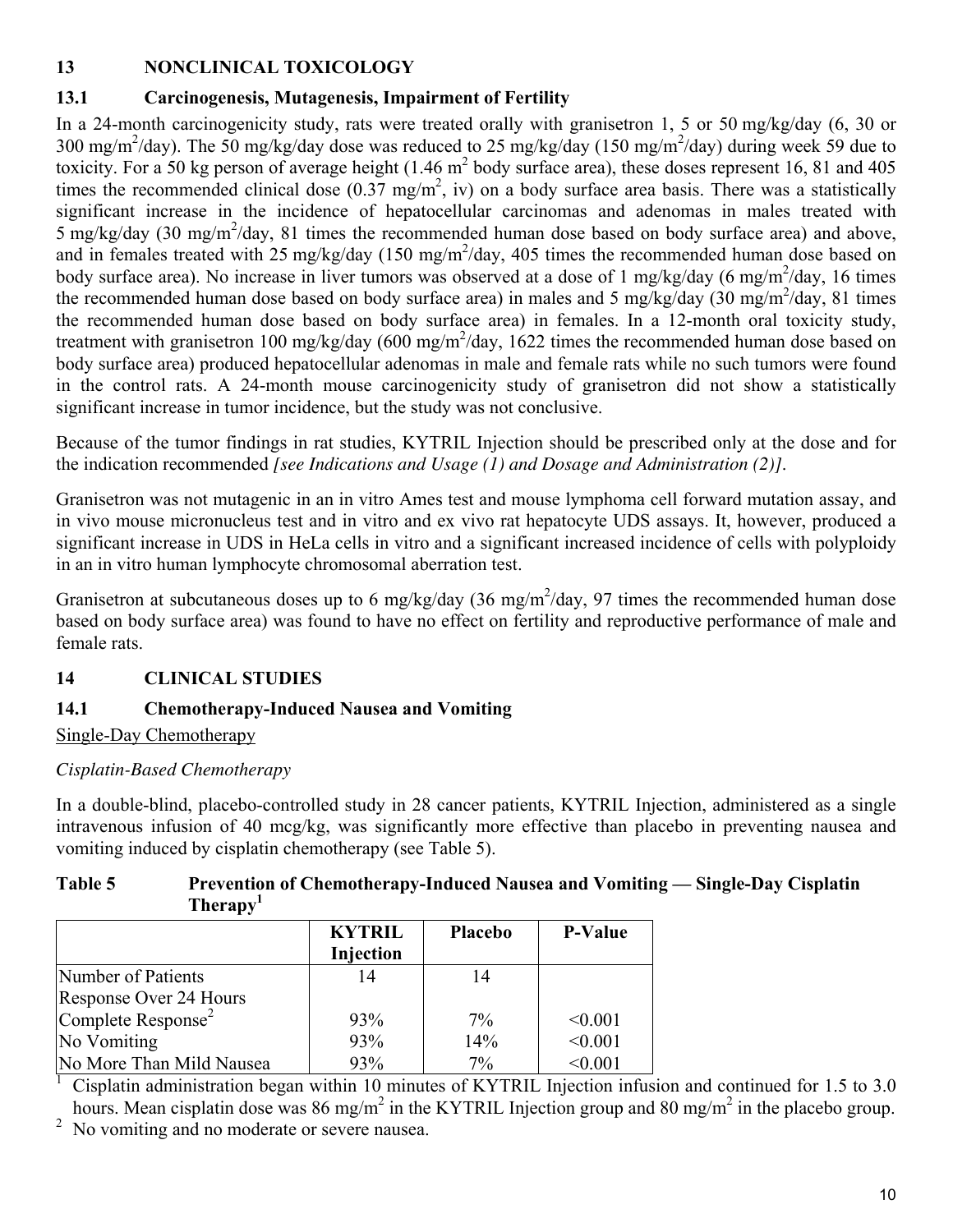## 13 NONCLINICAL TOXICOLOGY

### 13.1 Carcinogenesis, Mutagenesis, Impairment of Fertility

In a 24-month carcinogenicity study, rats were treated orally with granisetron 1, 5 or 50 mg/kg/day (6, 30 or 300 $mg/m^2$/day). The 50 mg/kg/day dose was reduced to 25 mg/kg/day (150 $mg/m^2$/day) during week 59 due to toxicity. For a 50 kg person of average height (1.46 $m^2$ body surface area), these doses represent 16, 81 and 405 times the recommended clinical dose (0.37 $mg/m^2$, iv) on a body surface area basis. There was a statistically significant increase in the incidence of hepatocellular carcinomas and adenomas in males treated with 5 mg/kg/day (30 $mg/m^2$/day, 81 times the recommended human dose based on body surface area) and above, and in females treated with 25 mg/kg/day (150 $mg/m^2$/day, 405 times the recommended human dose based on body surface area). No increase in liver tumors was observed at a dose of 1 mg/kg/day (6 $mg/m^2$/day, 16 times the recommended human dose based on body surface area) in males and 5 mg/kg/day (30 $mg/m^2$/day, 81 times the recommended human dose based on body surface area) in females. In a 12-month oral toxicity study, treatment with granisetron 100 mg/kg/day (600 $mg/m^2$/day, 1622 times the recommended human dose based on body surface area) produced hepatocellular adenomas in male and female rats while no such tumors were found in the control rats. A 24-month mouse carcinogenicity study of granisetron did not show a statistically significant increase in tumor incidence, but the study was not conclusive.

Because of the tumor findings in rat studies, KYTRIL Injection should be prescribed only at the dose and for the indication recommended *[see Indications and Usage (1) and Dosage and Administration (2)]*.

Granisetron was not mutagenic in an in vitro Ames test and mouse lymphoma cell forward mutation assay, and in vivo mouse micronucleus test and in vitro and ex vivo rat hepatocyte UDS assays. It, however, produced a significant increase in UDS in HeLa cells in vitro and a significant increased incidence of cells with polyploidy in an in vitro human lymphocyte chromosomal aberration test.

Granisetron at subcutaneous doses up to 6 mg/kg/day (36 $mg/m^2$/day, 97 times the recommended human dose based on body surface area) was found to have no effect on fertility and reproductive performance of male and female rats.

## 14 CLINICAL STUDIES

### 14.1 Chemotherapy-Induced Nausea and Vomiting

Single-Day Chemotherapy

*Cisplatin-Based Chemotherapy*

In a double-blind, placebo-controlled study in 28 cancer patients, KYTRIL Injection, administered as a single intravenous infusion of 40 mcg/kg, was significantly more effective than placebo in preventing nausea and vomiting induced by cisplatin chemotherapy (see Table 5).

**Table 5 Prevention of Chemotherapy-Induced Nausea and Vomiting — Single-Day Cisplatin Therapy[1]**

| | KYTRIL Injection | Placebo | P-Value |
|---|---|---|---|
| Number of Patients | 14 | 14 | |
| Response Over 24 Hours | | | |
| Complete Response[2] | 93% | 7% | <0.001 |
| No Vomiting | 93% | 14% | <0.001 |
| No More Than Mild Nausea | 93% | 7% | <0.001 |

[1] Cisplatin administration began within 10 minutes of KYTRIL Injection infusion and continued for 1.5 to 3.0 hours. Mean cisplatin dose was 86 $mg/m^2$ in the KYTRIL Injection group and 80 $mg/m^2$ in the placebo group.

[2] No vomiting and no moderate or severe nausea.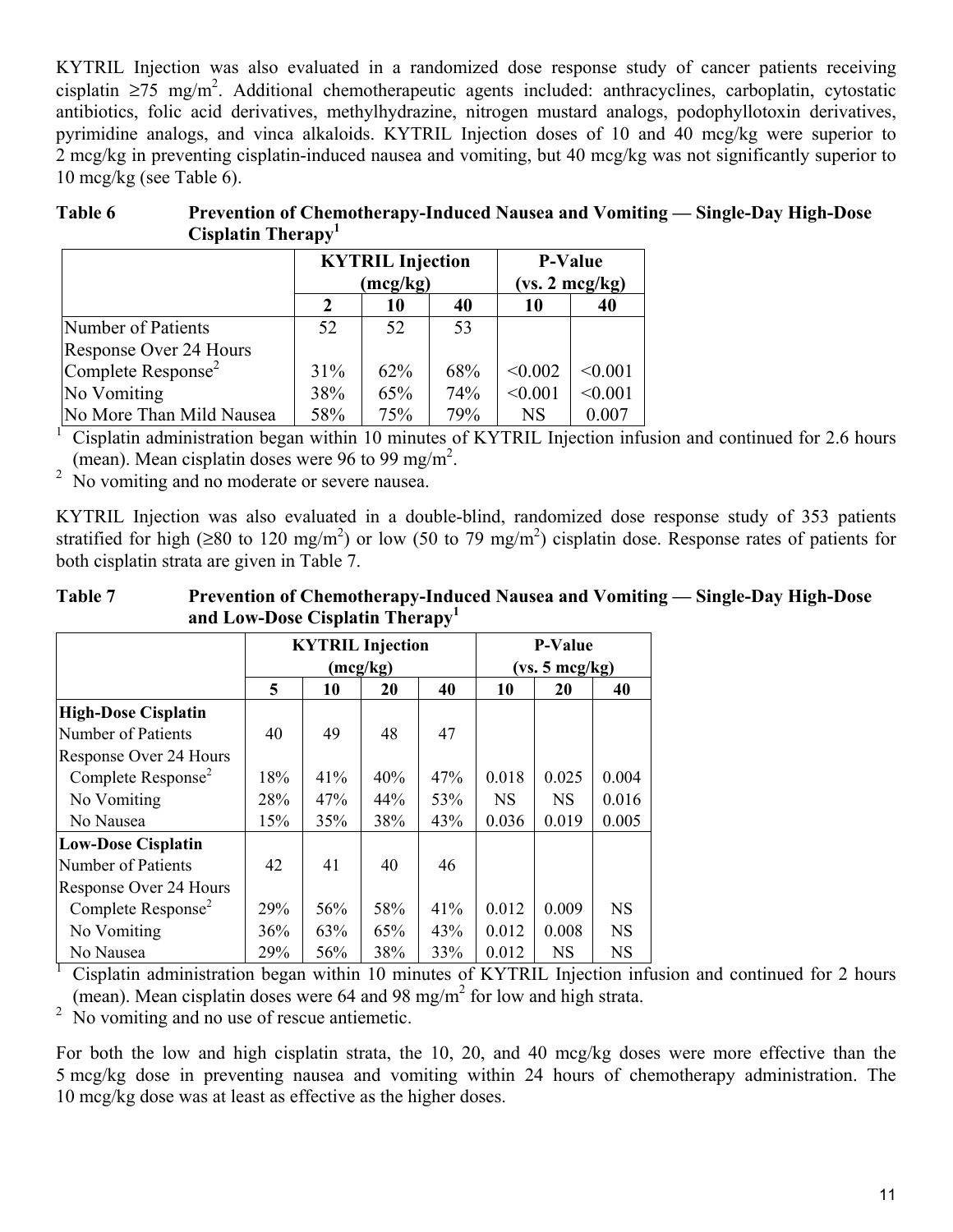KYTRIL Injection was also evaluated in a randomized dose response study of cancer patients receiving cisplatin ≥75 mg/m². Additional chemotherapeutic agents included: anthracyclines, carboplatin, cytostatic antibiotics, folic acid derivatives, methylhydrazine, nitrogen mustard analogs, podophyllotoxin derivatives, pyrimidine analogs, and vinca alkaloids. KYTRIL Injection doses of 10 and 40 mcg/kg were superior to 2 mcg/kg in preventing cisplatin-induced nausea and vomiting, but 40 mcg/kg was not significantly superior to 10 mcg/kg (see Table 6).

**Table 6 Prevention of Chemotherapy-Induced Nausea and Vomiting — Single-Day High-Dose Cisplatin Therapy[1]**

| | KYTRIL Injection (mcg/kg) | | | P-Value (vs. 2 mcg/kg) | |
|---|---|---|---|---|---|
| | 2 | 10 | 40 | 10 | 40 |
| Number of Patients | 52 | 52 | 53 | | |
| Response Over 24 Hours | | | | | |
| Complete Response[2] | 31% | 62% | 68% | <0.002 | <0.001 |
| No Vomiting | 38% | 65% | 74% | <0.001 | <0.001 |
| No More Than Mild Nausea | 58% | 75% | 79% | NS | 0.007 |

[1] Cisplatin administration began within 10 minutes of KYTRIL Injection infusion and continued for 2.6 hours (mean). Mean cisplatin doses were 96 to 99 mg/m².

[2] No vomiting and no moderate or severe nausea.

KYTRIL Injection was also evaluated in a double-blind, randomized dose response study of 353 patients stratified for high (≥80 to 120 mg/m²) or low (50 to 79 mg/m²) cisplatin dose. Response rates of patients for both cisplatin strata are given in Table 7.

**Table 7 Prevention of Chemotherapy-Induced Nausea and Vomiting — Single-Day High-Dose and Low-Dose Cisplatin Therapy[1]**

| | KYTRIL Injection (mcg/kg) | | | | P-Value (vs. 5 mcg/kg) | | |
|---|---|---|---|---|---|---|---|
| | 5 | 10 | 20 | 40 | 10 | 20 | 40 |
| **High-Dose Cisplatin** | | | | | | | |
| Number of Patients | 40 | 49 | 48 | 47 | | | |
| Response Over 24 Hours | | | | | | | |
| Complete Response[2] | 18% | 41% | 40% | 47% | 0.018 | 0.025 | 0.004 |
| No Vomiting | 28% | 47% | 44% | 53% | NS | NS | 0.016 |
| No Nausea | 15% | 35% | 38% | 43% | 0.036 | 0.019 | 0.005 |
| **Low-Dose Cisplatin** | | | | | | | |
| Number of Patients | 42 | 41 | 40 | 46 | | | |
| Response Over 24 Hours | | | | | | | |
| Complete Response[2] | 29% | 56% | 58% | 41% | 0.012 | 0.009 | NS |
| No Vomiting | 36% | 63% | 65% | 43% | 0.012 | 0.008 | NS |
| No Nausea | 29% | 56% | 38% | 33% | 0.012 | NS | NS |

[1] Cisplatin administration began within 10 minutes of KYTRIL Injection infusion and continued for 2 hours (mean). Mean cisplatin doses were 64 and 98 mg/m² for low and high strata.

[2] No vomiting and no use of rescue antiemetic.

For both the low and high cisplatin strata, the 10, 20, and 40 mcg/kg doses were more effective than the 5 mcg/kg dose in preventing nausea and vomiting within 24 hours of chemotherapy administration. The 10 mcg/kg dose was at least as effective as the higher doses.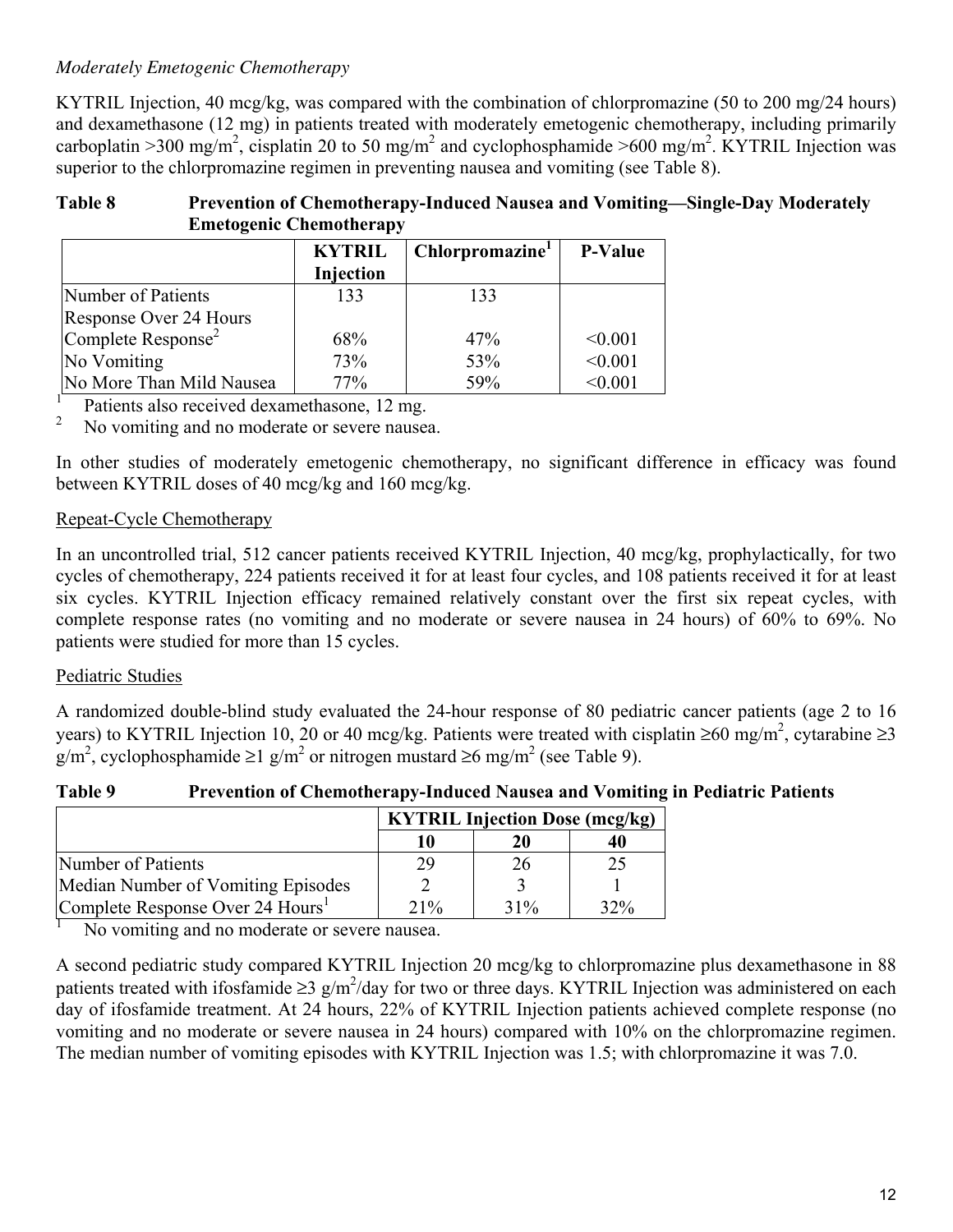*Moderately Emetogenic Chemotherapy*

KYTRIL Injection, 40 mcg/kg, was compared with the combination of chlorpromazine (50 to 200 mg/24 hours) and dexamethasone (12 mg) in patients treated with moderately emetogenic chemotherapy, including primarily carboplatin >300 mg/m$^2$, cisplatin 20 to 50 mg/m$^2$ and cyclophosphamide >600 mg/m$^2$. KYTRIL Injection was superior to the chlorpromazine regimen in preventing nausea and vomiting (see Table 8).

**Table 8 Prevention of Chemotherapy-Induced Nausea and Vomiting—Single-Day Moderately Emetogenic Chemotherapy**

| | KYTRIL Injection | Chlorpromazine[1] | P-Value |
|---|---|---|---|
| Number of Patients | 133 | 133 | |
| Response Over 24 Hours | | | |
| Complete Response[2] | 68% | 47% | <0.001 |
| No Vomiting | 73% | 53% | <0.001 |
| No More Than Mild Nausea | 77% | 59% | <0.001 |

[1] Patients also received dexamethasone, 12 mg.

[2] No vomiting and no moderate or severe nausea.

In other studies of moderately emetogenic chemotherapy, no significant difference in efficacy was found between KYTRIL doses of 40 mcg/kg and 160 mcg/kg.

Repeat-Cycle Chemotherapy

In an uncontrolled trial, 512 cancer patients received KYTRIL Injection, 40 mcg/kg, prophylactically, for two cycles of chemotherapy, 224 patients received it for at least four cycles, and 108 patients received it for at least six cycles. KYTRIL Injection efficacy remained relatively constant over the first six repeat cycles, with complete response rates (no vomiting and no moderate or severe nausea in 24 hours) of 60% to 69%. No patients were studied for more than 15 cycles.

Pediatric Studies

A randomized double-blind study evaluated the 24-hour response of 80 pediatric cancer patients (age 2 to 16 years) to KYTRIL Injection 10, 20 or 40 mcg/kg. Patients were treated with cisplatin ≥60 mg/m$^2$, cytarabine ≥3 g/m$^2$, cyclophosphamide ≥1 g/m$^2$ or nitrogen mustard ≥6 mg/m$^2$ (see Table 9).

**Table 9 Prevention of Chemotherapy-Induced Nausea and Vomiting in Pediatric Patients**

| | KYTRIL Injection Dose (mcg/kg) | | |
|---|---|---|---|
| | 10 | 20 | 40 |
| Number of Patients | 29 | 26 | 25 |
| Median Number of Vomiting Episodes | 2 | 3 | 1 |
| Complete Response Over 24 Hours[1] | 21% | 31% | 32% |

[1] No vomiting and no moderate or severe nausea.

A second pediatric study compared KYTRIL Injection 20 mcg/kg to chlorpromazine plus dexamethasone in 88 patients treated with ifosfamide ≥3 g/m$^2$/day for two or three days. KYTRIL Injection was administered on each day of ifosfamide treatment. At 24 hours, 22% of KYTRIL Injection patients achieved complete response (no vomiting and no moderate or severe nausea in 24 hours) compared with 10% on the chlorpromazine regimen. The median number of vomiting episodes with KYTRIL Injection was 1.5; with chlorpromazine it was 7.0.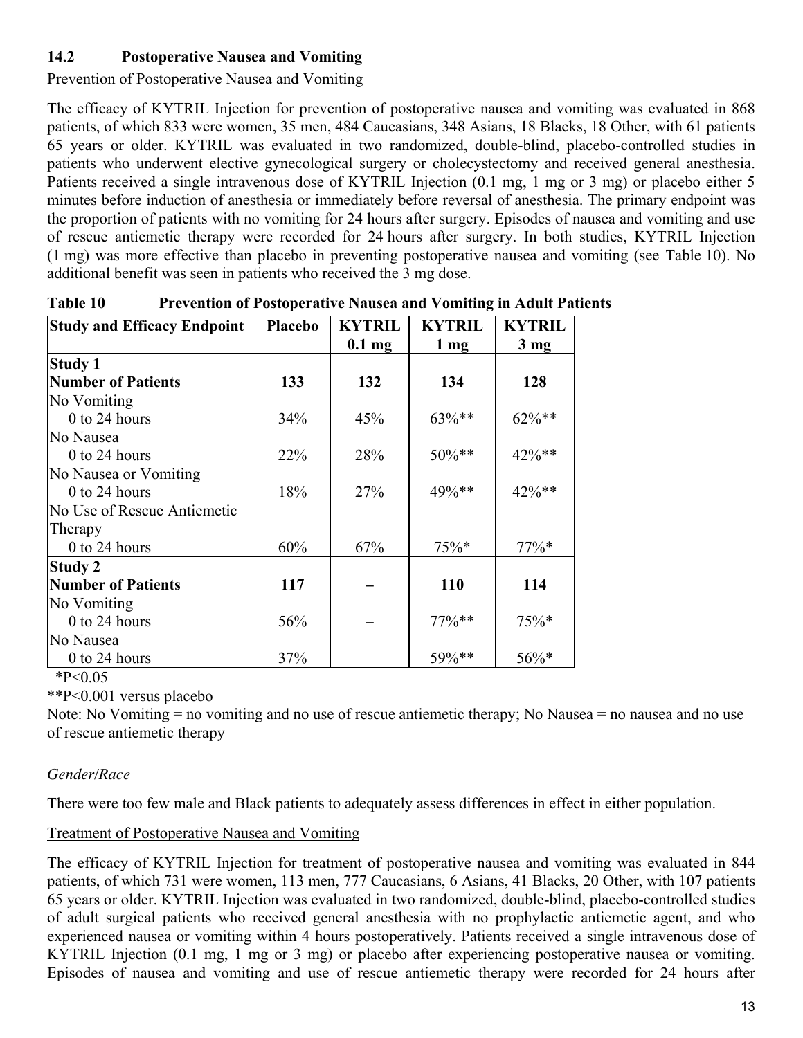## 14.2 Postoperative Nausea and Vomiting

Prevention of Postoperative Nausea and Vomiting

The efficacy of KYTRIL Injection for prevention of postoperative nausea and vomiting was evaluated in 868 patients, of which 833 were women, 35 men, 484 Caucasians, 348 Asians, 18 Blacks, 18 Other, with 61 patients 65 years or older. KYTRIL was evaluated in two randomized, double-blind, placebo-controlled studies in patients who underwent elective gynecological surgery or cholecystectomy and received general anesthesia. Patients received a single intravenous dose of KYTRIL Injection (0.1 mg, 1 mg or 3 mg) or placebo either 5 minutes before induction of anesthesia or immediately before reversal of anesthesia. The primary endpoint was the proportion of patients with no vomiting for 24 hours after surgery. Episodes of nausea and vomiting and use of rescue antiemetic therapy were recorded for 24 hours after surgery. In both studies, KYTRIL Injection (1 mg) was more effective than placebo in preventing postoperative nausea and vomiting (see Table 10). No additional benefit was seen in patients who received the 3 mg dose.

**Table 10 Prevention of Postoperative Nausea and Vomiting in Adult Patients**

| Study and Efficacy Endpoint | Placebo | KYTRIL 0.1 mg | KYTRIL 1 mg | KYTRIL 3 mg |
|---|---|---|---|---|
| **Study 1** | | | | |
| **Number of Patients** | **133** | **132** | **134** | **128** |
| No Vomiting | | | | |
| 0 to 24 hours | 34% | 45% | 63%** | 62%** |
| No Nausea | | | | |
| 0 to 24 hours | 22% | 28% | 50%** | 42%** |
| No Nausea or Vomiting | | | | |
| 0 to 24 hours | 18% | 27% | 49%** | 42%** |
| No Use of Rescue Antiemetic Therapy | | | | |
| 0 to 24 hours | 60% | 67% | 75%* | 77%* |
| **Study 2** | | | | |
| **Number of Patients** | **117** | **–** | **110** | **114** |
| No Vomiting | | | | |
| 0 to 24 hours | 56% | – | 77%** | 75%* |
| No Nausea | | | | |
| 0 to 24 hours | 37% | – | 59%** | 56%* |

*P<0.05

**P<0.001 versus placebo

Note: No Vomiting = no vomiting and no use of rescue antiemetic therapy; No Nausea = no nausea and no use of rescue antiemetic therapy

*Gender/Race*

There were too few male and Black patients to adequately assess differences in effect in either population.

Treatment of Postoperative Nausea and Vomiting

The efficacy of KYTRIL Injection for treatment of postoperative nausea and vomiting was evaluated in 844 patients, of which 731 were women, 113 men, 777 Caucasians, 6 Asians, 41 Blacks, 20 Other, with 107 patients 65 years or older. KYTRIL Injection was evaluated in two randomized, double-blind, placebo-controlled studies of adult surgical patients who received general anesthesia with no prophylactic antiemetic agent, and who experienced nausea or vomiting within 4 hours postoperatively. Patients received a single intravenous dose of KYTRIL Injection (0.1 mg, 1 mg or 3 mg) or placebo after experiencing postoperative nausea or vomiting. Episodes of nausea and vomiting and use of rescue antiemetic therapy were recorded for 24 hours after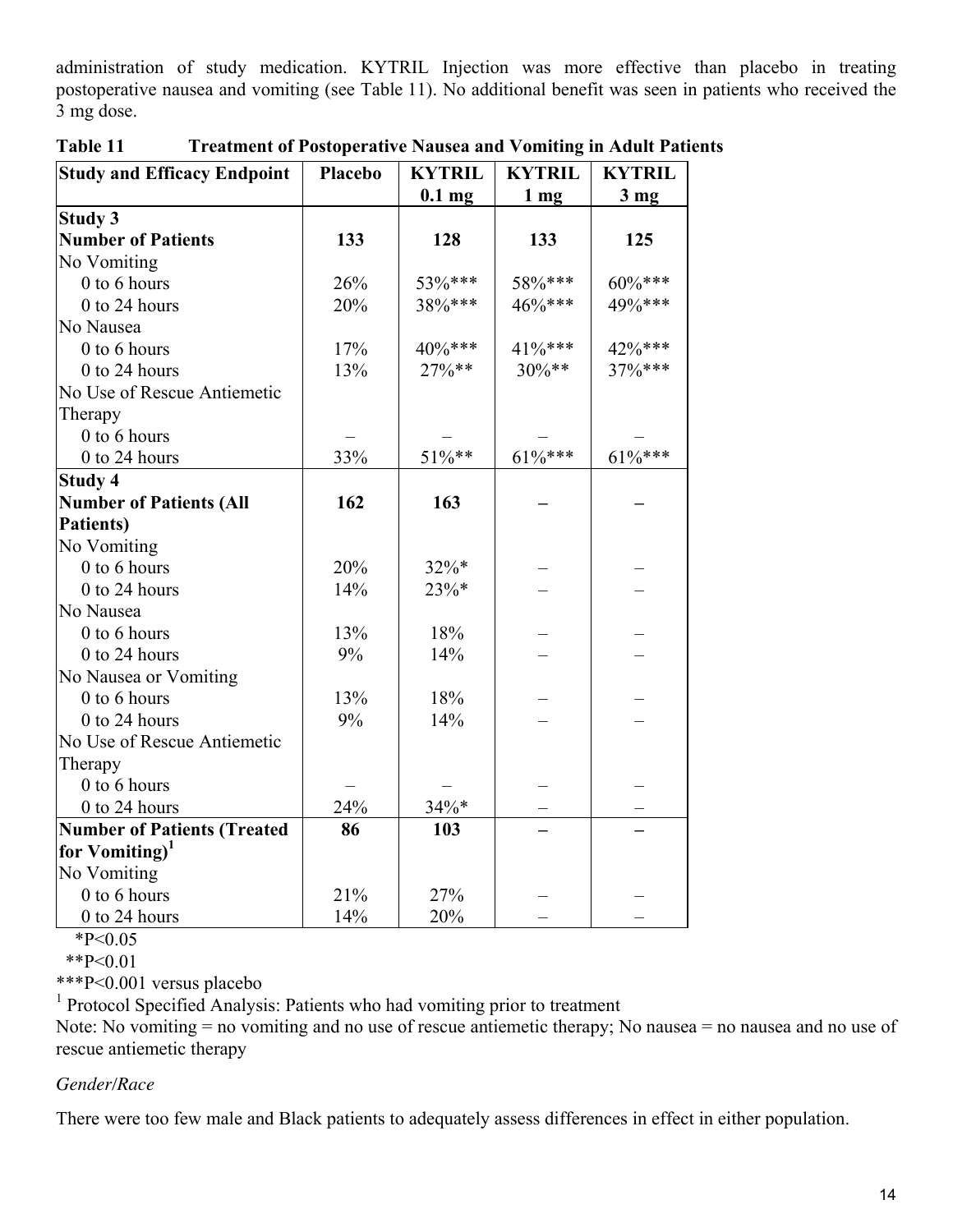administration of study medication. KYTRIL Injection was more effective than placebo in treating postoperative nausea and vomiting (see Table 11). No additional benefit was seen in patients who received the 3 mg dose.

**Table 11 Treatment of Postoperative Nausea and Vomiting in Adult Patients**

| Study and Efficacy Endpoint | Placebo | KYTRIL 0.1 mg | KYTRIL 1 mg | KYTRIL 3 mg |
|---|---|---|---|---|
| **Study 3** | | | | |
| **Number of Patients** | **133** | **128** | **133** | **125** |
| No Vomiting | | | | |
| 0 to 6 hours | 26% | 53%*** | 58%*** | 60%*** |
| 0 to 24 hours | 20% | 38%*** | 46%*** | 49%*** |
| No Nausea | | | | |
| 0 to 6 hours | 17% | 40%*** | 41%*** | 42%*** |
| 0 to 24 hours | 13% | 27%** | 30%** | 37%*** |
| No Use of Rescue Antiemetic Therapy | | | | |
| 0 to 6 hours | – | – | – | – |
| 0 to 24 hours | 33% | 51%** | 61%*** | 61%*** |
| **Study 4** | | | | |
| **Number of Patients (All Patients)** | **162** | **163** | **–** | **–** |
| No Vomiting | | | | |
| 0 to 6 hours | 20% | 32%* | – | – |
| 0 to 24 hours | 14% | 23%* | – | – |
| No Nausea | | | | |
| 0 to 6 hours | 13% | 18% | – | – |
| 0 to 24 hours | 9% | 14% | – | – |
| No Nausea or Vomiting | | | | |
| 0 to 6 hours | 13% | 18% | – | – |
| 0 to 24 hours | 9% | 14% | – | – |
| No Use of Rescue Antiemetic Therapy | | | | |
| 0 to 6 hours | – | – | – | – |
| 0 to 24 hours | 24% | 34%* | – | – |
| **Number of Patients (Treated for Vomiting)[1]** | **86** | **103** | **–** | **–** |
| No Vomiting | | | | |
| 0 to 6 hours | 21% | 27% | – | – |
| 0 to 24 hours | 14% | 20% | – | – |

*P<0.05

**P<0.01

***P<0.001 versus placebo

[1] Protocol Specified Analysis: Patients who had vomiting prior to treatment

Note: No vomiting = no vomiting and no use of rescue antiemetic therapy; No nausea = no nausea and no use of rescue antiemetic therapy

*Gender/Race*

There were too few male and Black patients to adequately assess differences in effect in either population.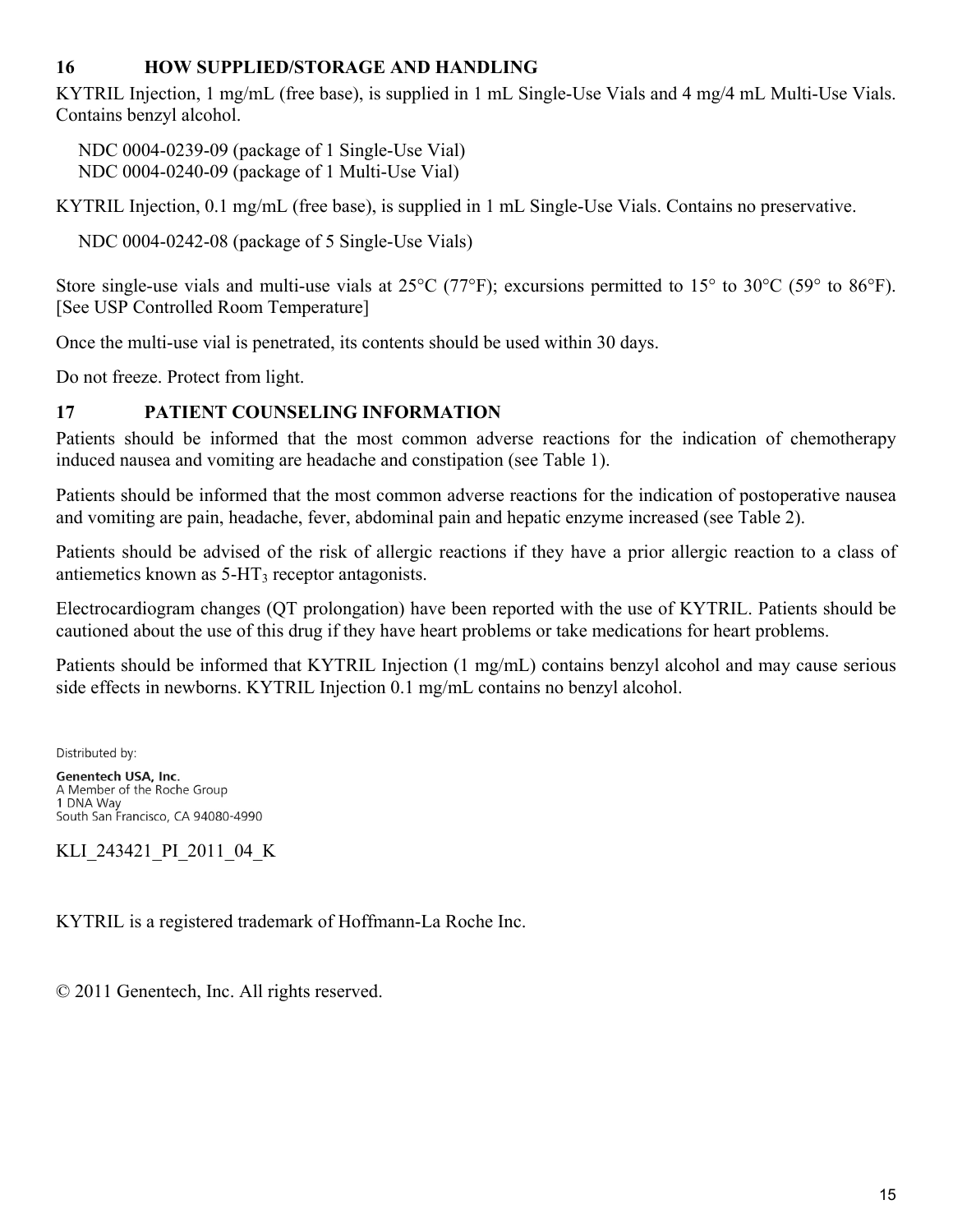## 16 HOW SUPPLIED/STORAGE AND HANDLING

KYTRIL Injection, 1 mg/mL (free base), is supplied in 1 mL Single-Use Vials and 4 mg/4 mL Multi-Use Vials. Contains benzyl alcohol.

NDC 0004-0239-09 (package of 1 Single-Use Vial)
NDC 0004-0240-09 (package of 1 Multi-Use Vial)

KYTRIL Injection, 0.1 mg/mL (free base), is supplied in 1 mL Single-Use Vials. Contains no preservative.

NDC 0004-0242-08 (package of 5 Single-Use Vials)

Store single-use vials and multi-use vials at 25°C (77°F); excursions permitted to 15° to 30°C (59° to 86°F). [See USP Controlled Room Temperature]

Once the multi-use vial is penetrated, its contents should be used within 30 days.

Do not freeze. Protect from light.

## 17 PATIENT COUNSELING INFORMATION

Patients should be informed that the most common adverse reactions for the indication of chemotherapy induced nausea and vomiting are headache and constipation (see Table 1).

Patients should be informed that the most common adverse reactions for the indication of postoperative nausea and vomiting are pain, headache, fever, abdominal pain and hepatic enzyme increased (see Table 2).

Patients should be advised of the risk of allergic reactions if they have a prior allergic reaction to a class of antiemetics known as 5-$HT_3$ receptor antagonists.

Electrocardiogram changes (QT prolongation) have been reported with the use of KYTRIL. Patients should be cautioned about the use of this drug if they have heart problems or take medications for heart problems.

Patients should be informed that KYTRIL Injection (1 mg/mL) contains benzyl alcohol and may cause serious side effects in newborns. KYTRIL Injection 0.1 mg/mL contains no benzyl alcohol.

Distributed by:

**Genentech USA, Inc.**
A Member of the Roche Group
1 DNA Way
South San Francisco, CA 94080-4990

KLI_243421_PI_2011_04_K

KYTRIL is a registered trademark of Hoffmann-La Roche Inc.

© 2011 Genentech, Inc. All rights reserved.